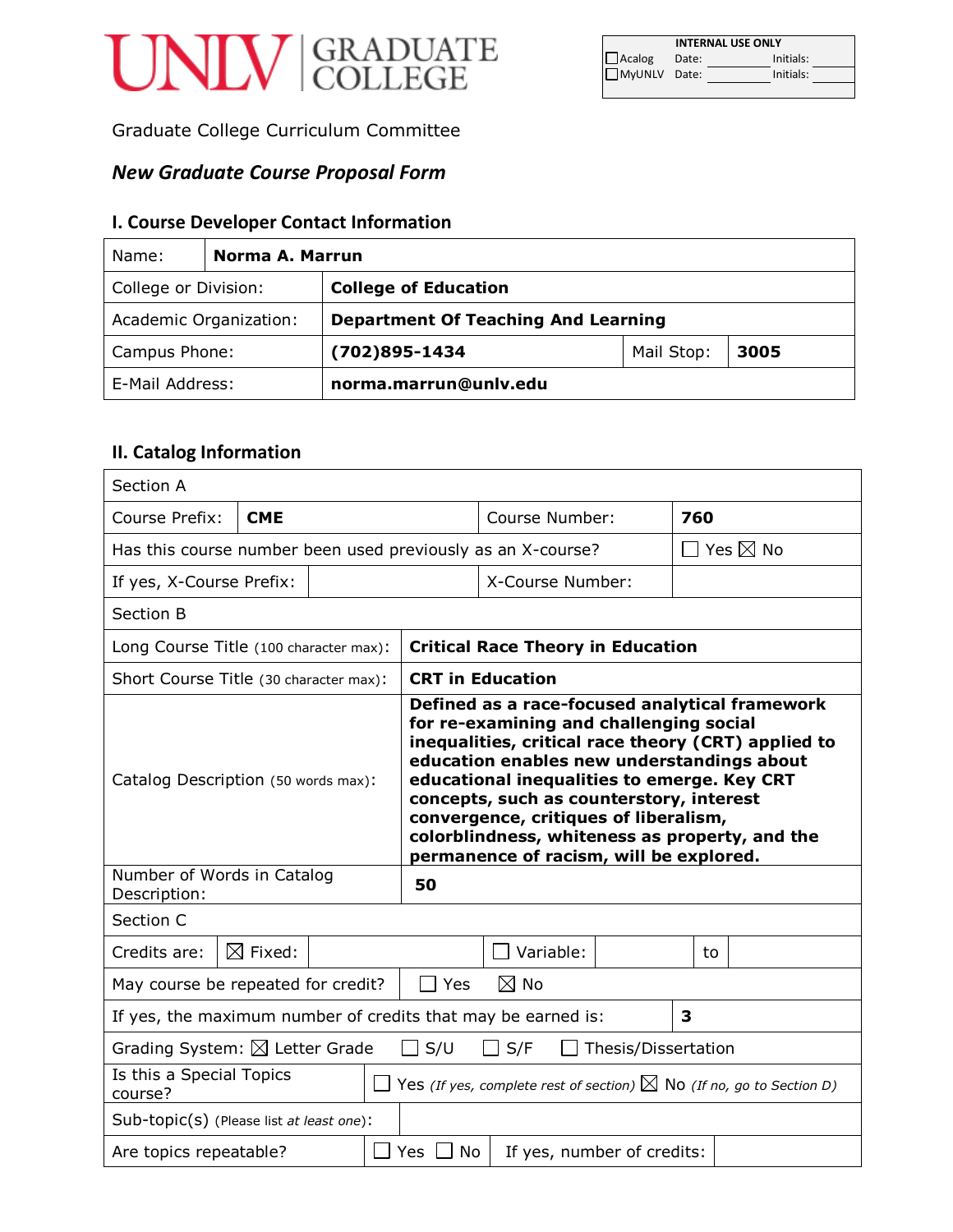UNLV GRADUATE COLLEGE

| INTERNAL USE ONLY | | |
|---|---|---|
| ☐ Acalog | Date: | Initials: |
| ☐ MyUNLV | Date: | Initials: |

Graduate College Curriculum Committee

## *New Graduate Course Proposal Form*

### I. Course Developer Contact Information

| | | | |
|---|---|---|---|
| Name: | **Norma A. Marrun** | | |
| College or Division: | **College of Education** | | |
| Academic Organization: | **Department Of Teaching And Learning** | | |
| Campus Phone: | **(702)895-1434** | Mail Stop: | **3005** |
| E-Mail Address: | **norma.marrun@unlv.edu** | | |

### II. Catalog Information

| | | | |
|---|---|---|---|
| Section A | | | |
| Course Prefix: | **CME** | Course Number: | **760** |
| Has this course number been used previously as an X-course? | | | ☐ Yes ☒ No |
| If yes, X-Course Prefix: | | X-Course Number: | |
| Section B | | | |
| Long Course Title (100 character max): | **Critical Race Theory in Education** | | |
| Short Course Title (30 character max): | **CRT in Education** | | |
| Catalog Description (50 words max): | **Defined as a race-focused analytical framework for re-examining and challenging social inequalities, critical race theory (CRT) applied to education enables new understandings about educational inequalities to emerge. Key CRT concepts, such as counterstory, interest convergence, critiques of liberalism, colorblindness, whiteness as property, and the permanence of racism, will be explored.** | | |
| Number of Words in Catalog Description: | **50** | | |
| Section C | | | |
| Credits are: | ☒ Fixed: | ☐ Variable: | to |
| May course be repeated for credit? | ☐ Yes ☒ No | | |
| If yes, the maximum number of credits that may be earned is: | | | **3** |
| Grading System: ☒ Letter Grade ☐ S/U ☐ S/F ☐ Thesis/Dissertation | | | |
| Is this a Special Topics course? | ☐ Yes *(If yes, complete rest of section)* ☒ No *(If no, go to Section D)* | | |
| Sub-topic(s) (Please list *at least one*): | | | |
| Are topics repeatable? | ☐ Yes ☐ No | If yes, number of credits: | |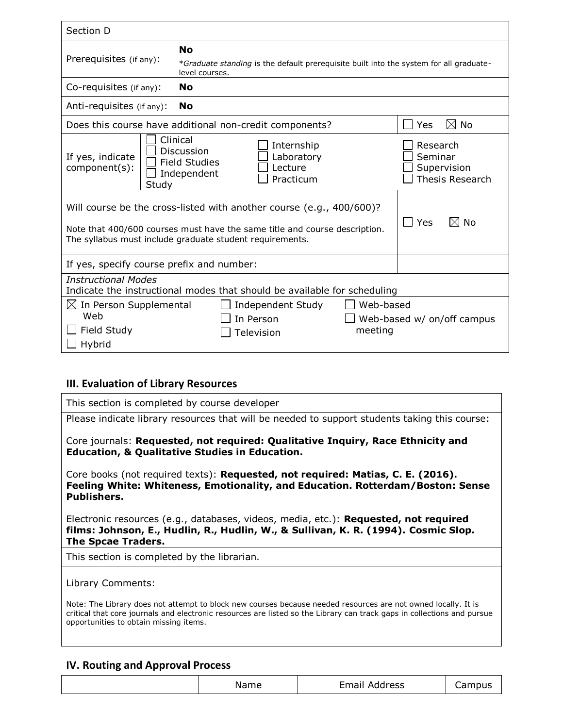| Section D | | |
|---|---|---|
| Prerequisites (if any): | **No**<br>**Graduate standing* is the default prerequisite built into the system for all graduate-level courses. | |
| Co-requisites (if any): | **No** | |
| Anti-requisites (if any): | **No** | |
| Does this course have additional non-credit components? | | ☐ Yes ☒ No |
| If yes, indicate component(s): | ☐ Clinical ☐ Discussion ☐ Field Studies ☐ Independent Study ☐ Internship ☐ Laboratory ☐ Lecture ☐ Practicum | ☐ Research ☐ Seminar ☐ Supervision ☐ Thesis Research |
| Will course be the cross-listed with another course (e.g., 400/600)?<br>Note that 400/600 courses must have the same title and course description. The syllabus must include graduate student requirements. | | ☐ Yes ☒ No |
| If yes, specify course prefix and number: | | |
| *Instructional Modes*<br>Indicate the instructional modes that should be available for scheduling | | |
| ☒ In Person Supplemental Web<br>☐ Field Study<br>☐ Hybrid | ☐ Independent Study<br>☐ In Person<br>☐ Television | ☐ Web-based<br>☐ Web-based w/ on/off campus meeting |

## III. Evaluation of Library Resources

| This section is completed by course developer |
|---|
| Please indicate library resources that will be needed to support students taking this course:<br><br>Core journals: **Requested, not required: Qualitative Inquiry, Race Ethnicity and Education, & Qualitative Studies in Education.**<br><br>Core books (not required texts): **Requested, not required: Matias, C. E. (2016). Feeling White: Whiteness, Emotionality, and Education. Rotterdam/Boston: Sense Publishers.**<br><br>Electronic resources (e.g., databases, videos, media, etc.): **Requested, not required films: Johnson, E., Hudlin, R., Hudlin, W., & Sullivan, K. R. (1994). Cosmic Slop. The Spcae Traders.** |
| This section is completed by the librarian. |
| Library Comments:<br><br>Note: The Library does not attempt to block new courses because needed resources are not owned locally. It is critical that core journals and electronic resources are listed so the Library can track gaps in collections and pursue opportunities to obtain missing items. |

## IV. Routing and Approval Process

| | Name | Email Address | Campus |
|---|---|---|---|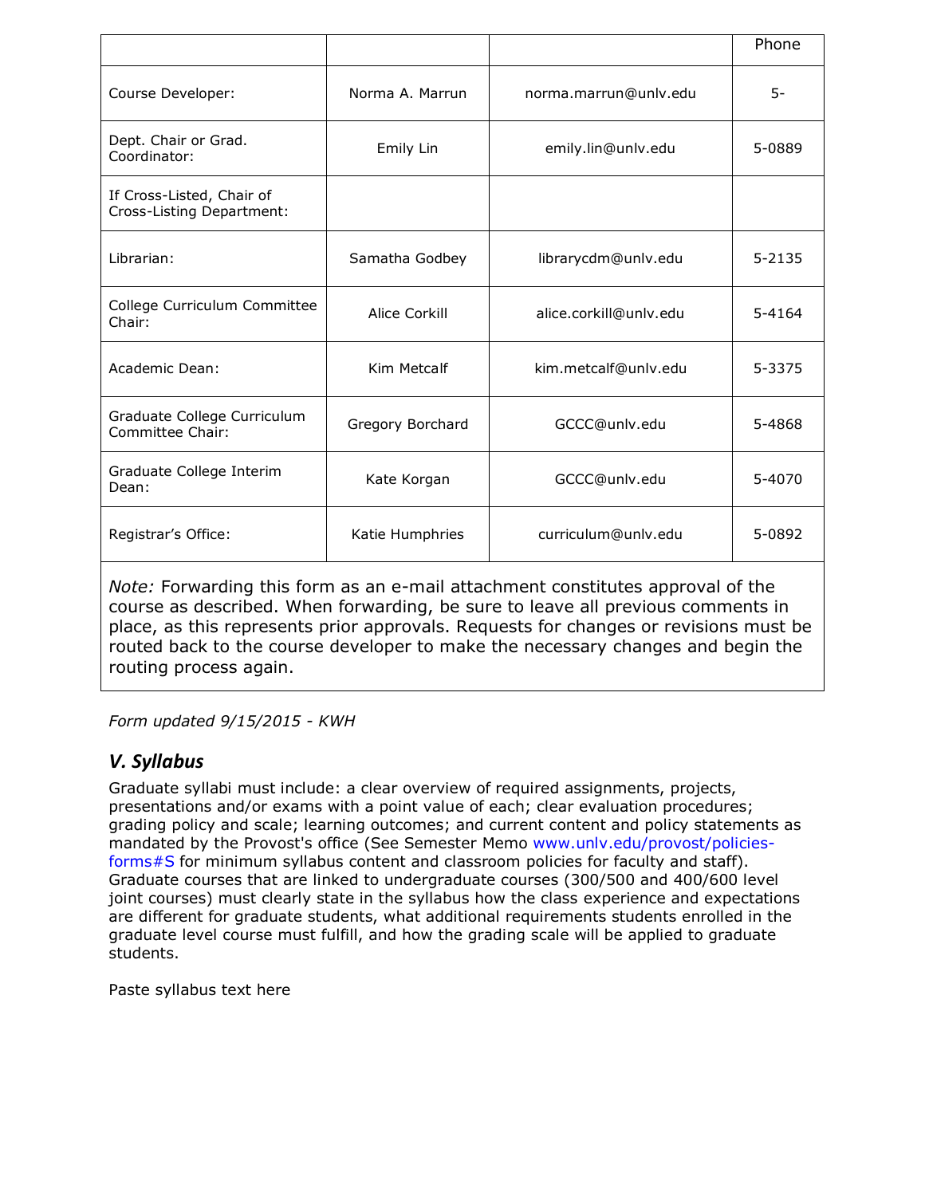| | | | Phone |
|---|---|---|---|
| Course Developer: | Norma A. Marrun | norma.marrun@unlv.edu | 5- |
| Dept. Chair or Grad. Coordinator: | Emily Lin | emily.lin@unlv.edu | 5-0889 |
| If Cross-Listed, Chair of Cross-Listing Department: | | | |
| Librarian: | Samatha Godbey | librarycdm@unlv.edu | 5-2135 |
| College Curriculum Committee Chair: | Alice Corkill | alice.corkill@unlv.edu | 5-4164 |
| Academic Dean: | Kim Metcalf | kim.metcalf@unlv.edu | 5-3375 |
| Graduate College Curriculum Committee Chair: | Gregory Borchard | GCCC@unlv.edu | 5-4868 |
| Graduate College Interim Dean: | Kate Korgan | GCCC@unlv.edu | 5-4070 |
| Registrar's Office: | Katie Humphries | curriculum@unlv.edu | 5-0892 |

*Note:* Forwarding this form as an e-mail attachment constitutes approval of the course as described. When forwarding, be sure to leave all previous comments in place, as this represents prior approvals. Requests for changes or revisions must be routed back to the course developer to make the necessary changes and begin the routing process again.

*Form updated 9/15/2015 - KWH*

## *V. Syllabus*

Graduate syllabi must include: a clear overview of required assignments, projects, presentations and/or exams with a point value of each; clear evaluation procedures; grading policy and scale; learning outcomes; and current content and policy statements as mandated by the Provost's office (See Semester Memo www.unlv.edu/provost/policies-forms#S for minimum syllabus content and classroom policies for faculty and staff). Graduate courses that are linked to undergraduate courses (300/500 and 400/600 level joint courses) must clearly state in the syllabus how the class experience and expectations are different for graduate students, what additional requirements students enrolled in the graduate level course must fulfill, and how the grading scale will be applied to graduate students.

Paste syllabus text here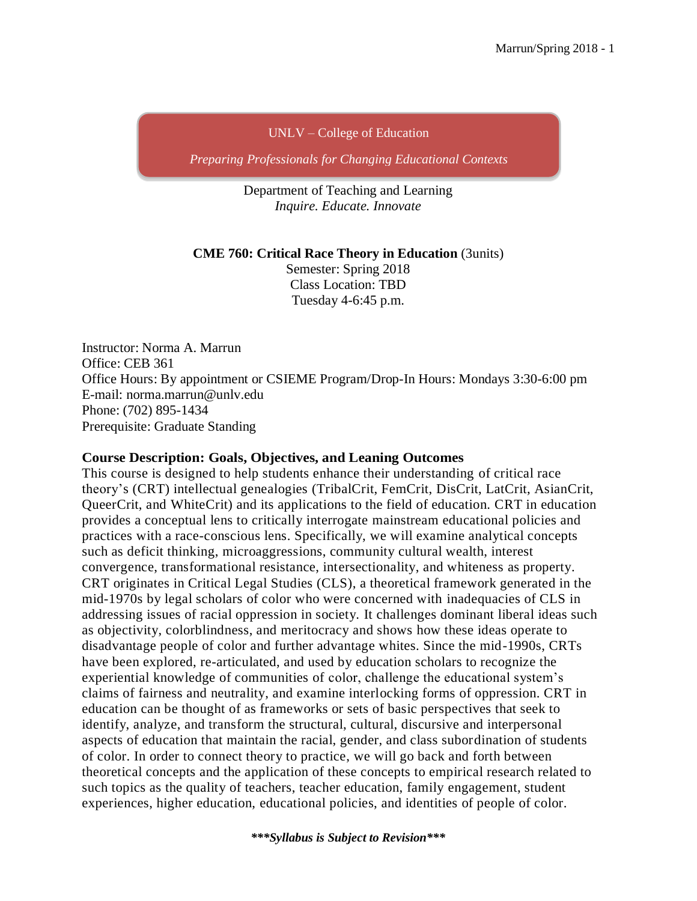UNLV – College of Education

*Preparing Professionals for Changing Educational Contexts*

Department of Teaching and Learning
*Inquire. Educate. Innovate*

**CME 760: Critical Race Theory in Education** (3units)
Semester: Spring 2018
Class Location: TBD
Tuesday 4-6:45 p.m.

Instructor: Norma A. Marrun
Office: CEB 361
Office Hours: By appointment or CSIEME Program/Drop-In Hours: Mondays 3:30-6:00 pm
E-mail: norma.marrun@unlv.edu
Phone: (702) 895-1434
Prerequisite: Graduate Standing

**Course Description: Goals, Objectives, and Leaning Outcomes**

This course is designed to help students enhance their understanding of critical race theory's (CRT) intellectual genealogies (TribalCrit, FemCrit, DisCrit, LatCrit, AsianCrit, QueerCrit, and WhiteCrit) and its applications to the field of education. CRT in education provides a conceptual lens to critically interrogate mainstream educational policies and practices with a race-conscious lens. Specifically, we will examine analytical concepts such as deficit thinking, microaggressions, community cultural wealth, interest convergence, transformational resistance, intersectionality, and whiteness as property. CRT originates in Critical Legal Studies (CLS), a theoretical framework generated in the mid-1970s by legal scholars of color who were concerned with inadequacies of CLS in addressing issues of racial oppression in society. It challenges dominant liberal ideas such as objectivity, colorblindness, and meritocracy and shows how these ideas operate to disadvantage people of color and further advantage whites. Since the mid-1990s, CRTs have been explored, re-articulated, and used by education scholars to recognize the experiential knowledge of communities of color, challenge the educational system's claims of fairness and neutrality, and examine interlocking forms of oppression. CRT in education can be thought of as frameworks or sets of basic perspectives that seek to identify, analyze, and transform the structural, cultural, discursive and interpersonal aspects of education that maintain the racial, gender, and class subordination of students of color. In order to connect theory to practice, we will go back and forth between theoretical concepts and the application of these concepts to empirical research related to such topics as the quality of teachers, teacher education, family engagement, student experiences, higher education, educational policies, and identities of people of color.

***\*\*\*Syllabus is Subject to Revision\*\*\****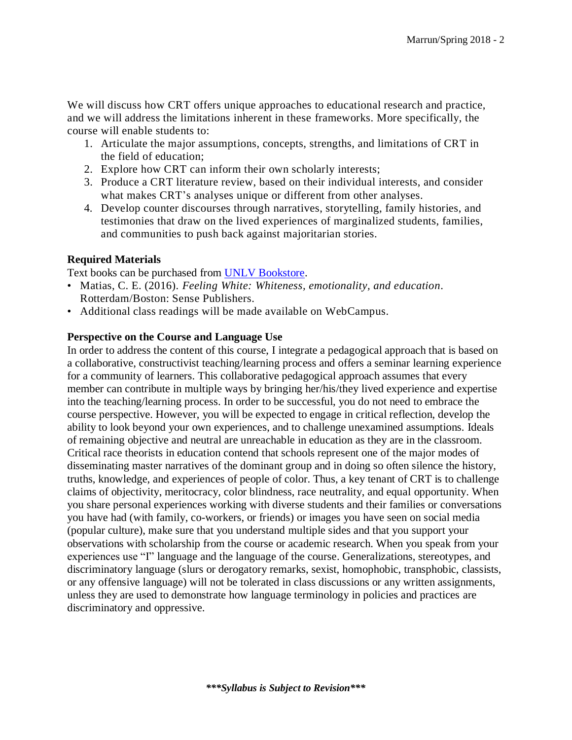We will discuss how CRT offers unique approaches to educational research and practice, and we will address the limitations inherent in these frameworks. More specifically, the course will enable students to:

1. Articulate the major assumptions, concepts, strengths, and limitations of CRT in the field of education;
2. Explore how CRT can inform their own scholarly interests;
3. Produce a CRT literature review, based on their individual interests, and consider what makes CRT's analyses unique or different from other analyses.
4. Develop counter discourses through narratives, storytelling, family histories, and testimonies that draw on the lived experiences of marginalized students, families, and communities to push back against majoritarian stories.

**Required Materials**

Text books can be purchased from [UNLV Bookstore](UNLV Bookstore).

- Matias, C. E. (2016). *Feeling White: Whiteness, emotionality, and education*. Rotterdam/Boston: Sense Publishers.
- Additional class readings will be made available on WebCampus.

**Perspective on the Course and Language Use**

In order to address the content of this course, I integrate a pedagogical approach that is based on a collaborative, constructivist teaching/learning process and offers a seminar learning experience for a community of learners. This collaborative pedagogical approach assumes that every member can contribute in multiple ways by bringing her/his/they lived experience and expertise into the teaching/learning process. In order to be successful, you do not need to embrace the course perspective. However, you will be expected to engage in critical reflection, develop the ability to look beyond your own experiences, and to challenge unexamined assumptions. Ideals of remaining objective and neutral are unreachable in education as they are in the classroom. Critical race theorists in education contend that schools represent one of the major modes of disseminating master narratives of the dominant group and in doing so often silence the history, truths, knowledge, and experiences of people of color. Thus, a key tenant of CRT is to challenge claims of objectivity, meritocracy, color blindness, race neutrality, and equal opportunity. When you share personal experiences working with diverse students and their families or conversations you have had (with family, co-workers, or friends) or images you have seen on social media (popular culture), make sure that you understand multiple sides and that you support your observations with scholarship from the course or academic research. When you speak from your experiences use "I" language and the language of the course. Generalizations, stereotypes, and discriminatory language (slurs or derogatory remarks, sexist, homophobic, transphobic, classists, or any offensive language) will not be tolerated in class discussions or any written assignments, unless they are used to demonstrate how language terminology in policies and practices are discriminatory and oppressive.

***\*\*\*Syllabus is Subject to Revision\*\*\****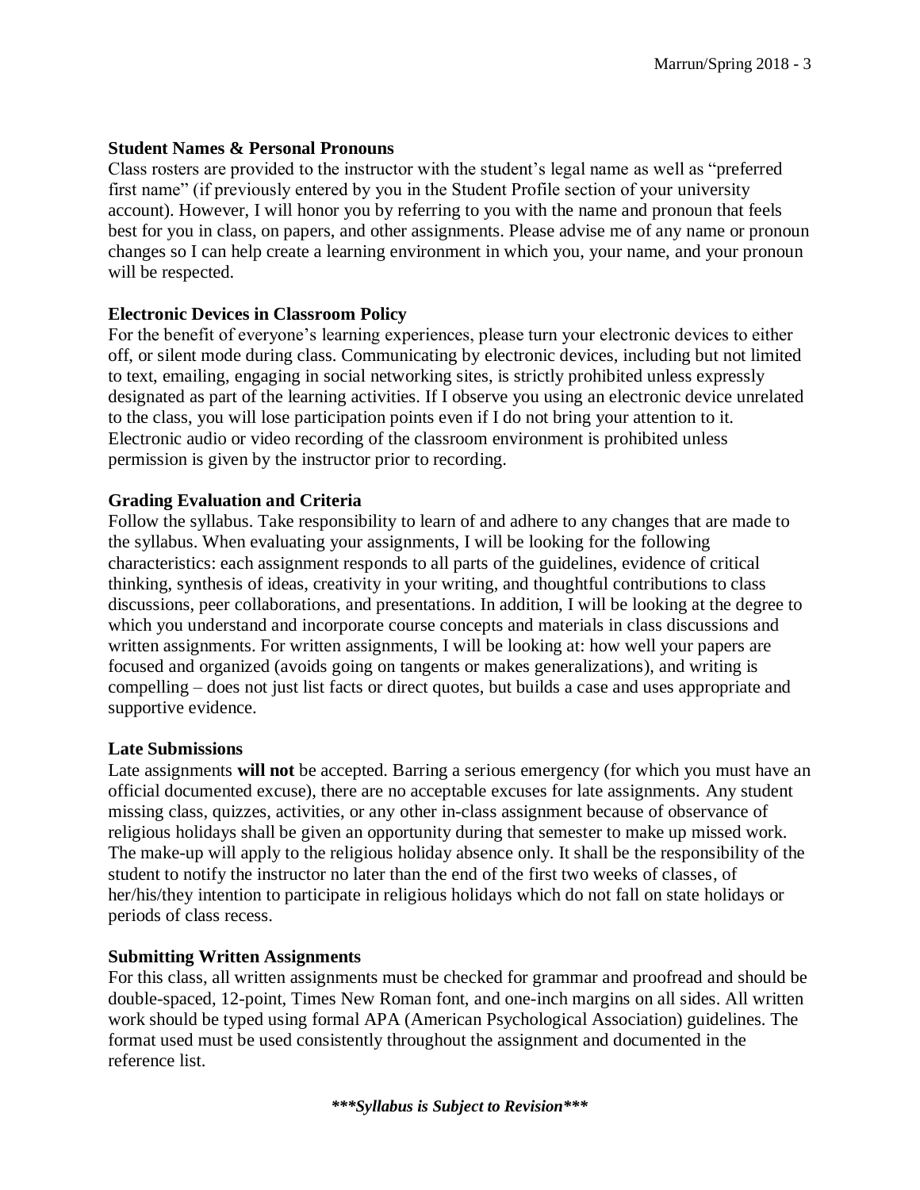**Student Names & Personal Pronouns**

Class rosters are provided to the instructor with the student's legal name as well as "preferred first name" (if previously entered by you in the Student Profile section of your university account). However, I will honor you by referring to you with the name and pronoun that feels best for you in class, on papers, and other assignments. Please advise me of any name or pronoun changes so I can help create a learning environment in which you, your name, and your pronoun will be respected.

**Electronic Devices in Classroom Policy**

For the benefit of everyone's learning experiences, please turn your electronic devices to either off, or silent mode during class. Communicating by electronic devices, including but not limited to text, emailing, engaging in social networking sites, is strictly prohibited unless expressly designated as part of the learning activities. If I observe you using an electronic device unrelated to the class, you will lose participation points even if I do not bring your attention to it. Electronic audio or video recording of the classroom environment is prohibited unless permission is given by the instructor prior to recording.

**Grading Evaluation and Criteria**

Follow the syllabus. Take responsibility to learn of and adhere to any changes that are made to the syllabus. When evaluating your assignments, I will be looking for the following characteristics: each assignment responds to all parts of the guidelines, evidence of critical thinking, synthesis of ideas, creativity in your writing, and thoughtful contributions to class discussions, peer collaborations, and presentations. In addition, I will be looking at the degree to which you understand and incorporate course concepts and materials in class discussions and written assignments. For written assignments, I will be looking at: how well your papers are focused and organized (avoids going on tangents or makes generalizations), and writing is compelling – does not just list facts or direct quotes, but builds a case and uses appropriate and supportive evidence.

**Late Submissions**

Late assignments **will not** be accepted. Barring a serious emergency (for which you must have an official documented excuse), there are no acceptable excuses for late assignments. Any student missing class, quizzes, activities, or any other in-class assignment because of observance of religious holidays shall be given an opportunity during that semester to make up missed work. The make-up will apply to the religious holiday absence only. It shall be the responsibility of the student to notify the instructor no later than the end of the first two weeks of classes, of her/his/they intention to participate in religious holidays which do not fall on state holidays or periods of class recess.

**Submitting Written Assignments**

For this class, all written assignments must be checked for grammar and proofread and should be double-spaced, 12-point, Times New Roman font, and one-inch margins on all sides. All written work should be typed using formal APA (American Psychological Association) guidelines. The format used must be used consistently throughout the assignment and documented in the reference list.

***\*\*\*Syllabus is Subject to Revision\*\*\****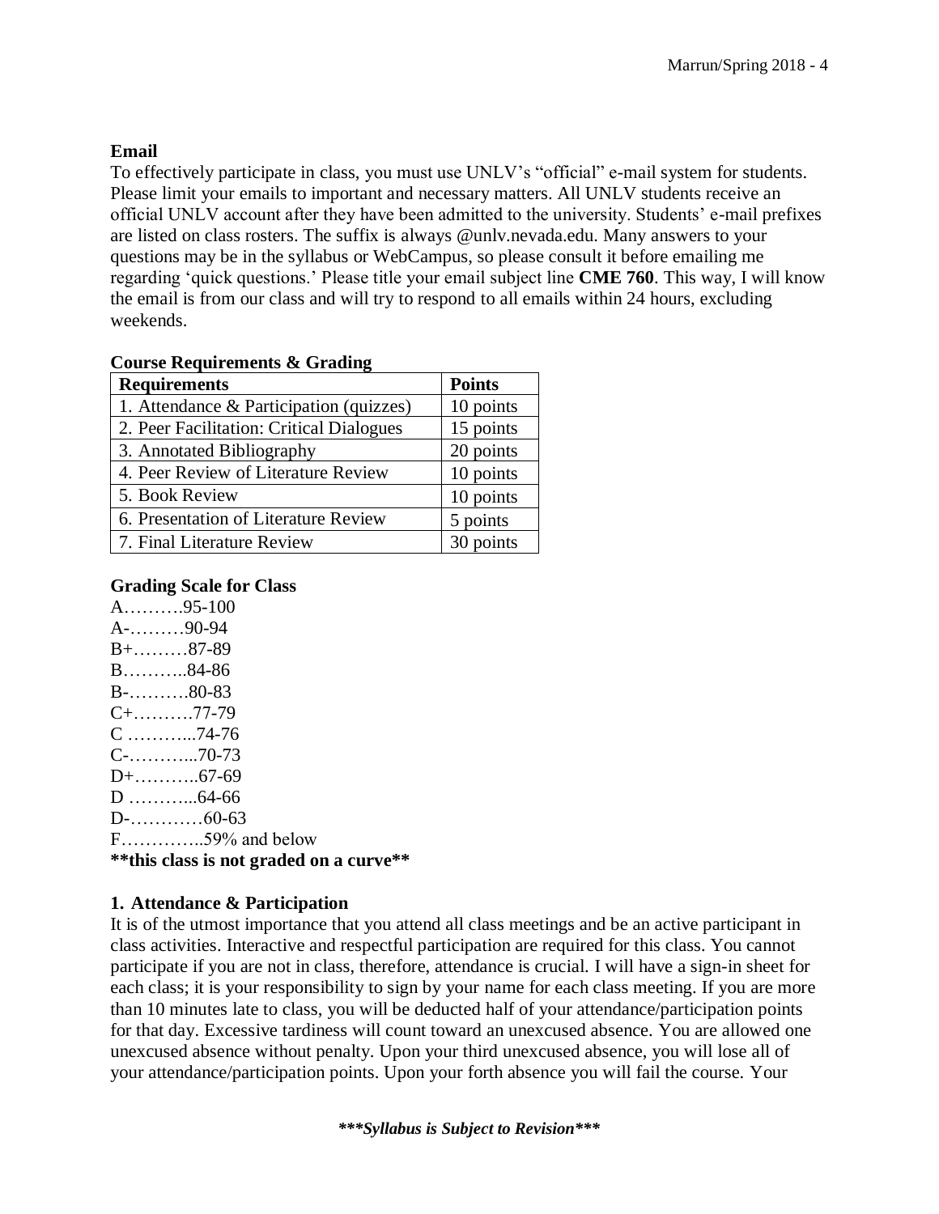**Email**

To effectively participate in class, you must use UNLV's "official" e-mail system for students. Please limit your emails to important and necessary matters. All UNLV students receive an official UNLV account after they have been admitted to the university. Students' e-mail prefixes are listed on class rosters. The suffix is always @unlv.nevada.edu. Many answers to your questions may be in the syllabus or WebCampus, so please consult it before emailing me regarding 'quick questions.' Please title your email subject line **CME 760**. This way, I will know the email is from our class and will try to respond to all emails within 24 hours, excluding weekends.

**Course Requirements & Grading**

| Requirements | Points |
|---|---|
| 1. Attendance & Participation (quizzes) | 10 points |
| 2. Peer Facilitation: Critical Dialogues | 15 points |
| 3. Annotated Bibliography | 20 points |
| 4. Peer Review of Literature Review | 10 points |
| 5. Book Review | 10 points |
| 6. Presentation of Literature Review | 5 points |
| 7. Final Literature Review | 30 points |

**Grading Scale for Class**

A……….95-100
A-………90-94
B+………87-89
B………..84-86
B-……….80-83
C+……….77-79
C ………...74-76
C-………...70-73
D+………..67-69
D ………...64-66
D-…………60-63
F…………..59% and below

**\*\*this class is not graded on a curve\*\***

**1. Attendance & Participation**

It is of the utmost importance that you attend all class meetings and be an active participant in class activities. Interactive and respectful participation are required for this class. You cannot participate if you are not in class, therefore, attendance is crucial. I will have a sign-in sheet for each class; it is your responsibility to sign by your name for each class meeting. If you are more than 10 minutes late to class, you will be deducted half of your attendance/participation points for that day. Excessive tardiness will count toward an unexcused absence. You are allowed one unexcused absence without penalty. Upon your third unexcused absence, you will lose all of your attendance/participation points. Upon your forth absence you will fail the course. Your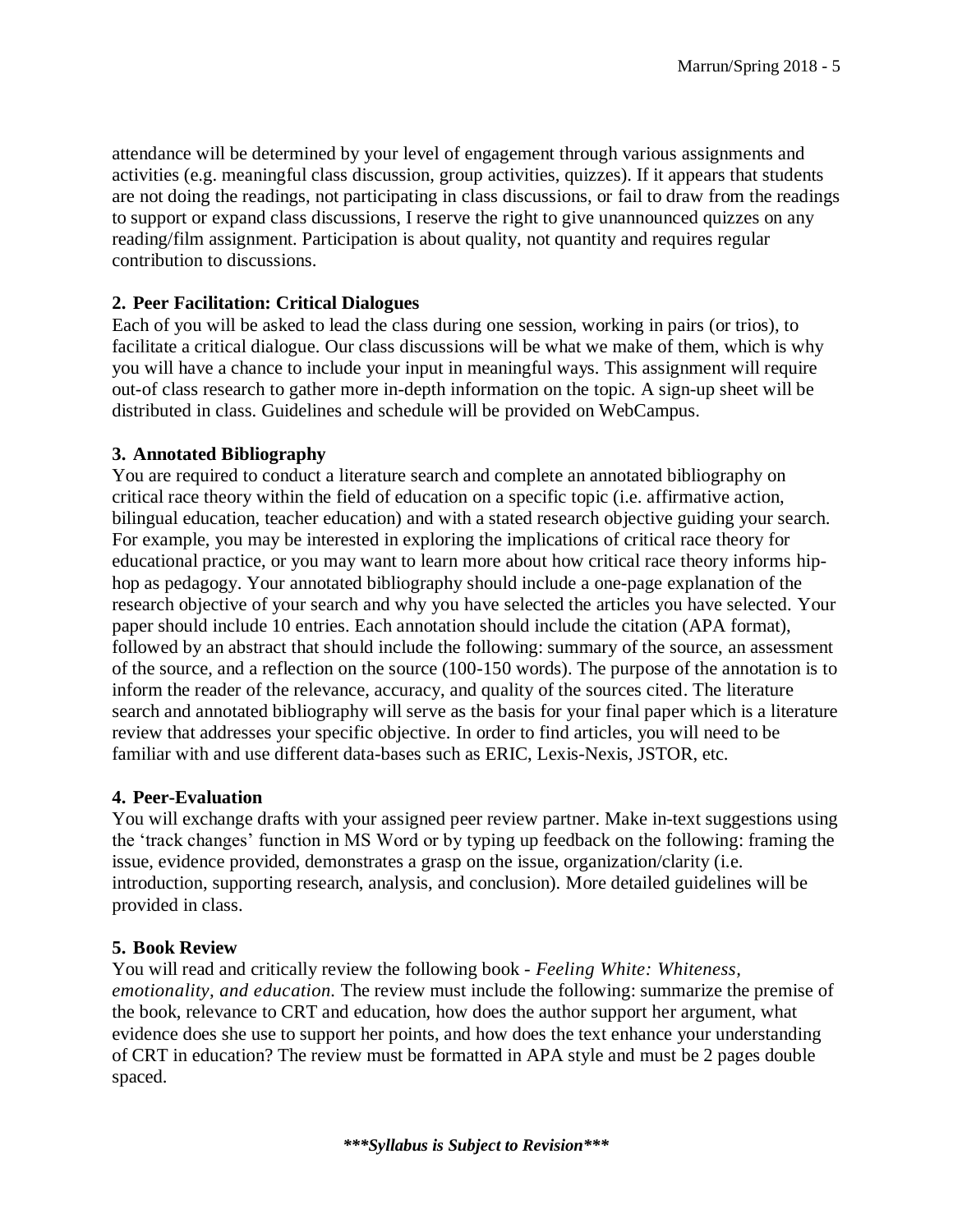attendance will be determined by your level of engagement through various assignments and activities (e.g. meaningful class discussion, group activities, quizzes). If it appears that students are not doing the readings, not participating in class discussions, or fail to draw from the readings to support or expand class discussions, I reserve the right to give unannounced quizzes on any reading/film assignment. Participation is about quality, not quantity and requires regular contribution to discussions.

**2. Peer Facilitation: Critical Dialogues**

Each of you will be asked to lead the class during one session, working in pairs (or trios), to facilitate a critical dialogue. Our class discussions will be what we make of them, which is why you will have a chance to include your input in meaningful ways. This assignment will require out-of class research to gather more in-depth information on the topic. A sign-up sheet will be distributed in class. Guidelines and schedule will be provided on WebCampus.

**3. Annotated Bibliography**

You are required to conduct a literature search and complete an annotated bibliography on critical race theory within the field of education on a specific topic (i.e. affirmative action, bilingual education, teacher education) and with a stated research objective guiding your search. For example, you may be interested in exploring the implications of critical race theory for educational practice, or you may want to learn more about how critical race theory informs hip-hop as pedagogy. Your annotated bibliography should include a one-page explanation of the research objective of your search and why you have selected the articles you have selected. Your paper should include 10 entries. Each annotation should include the citation (APA format), followed by an abstract that should include the following: summary of the source, an assessment of the source, and a reflection on the source (100-150 words). The purpose of the annotation is to inform the reader of the relevance, accuracy, and quality of the sources cited. The literature search and annotated bibliography will serve as the basis for your final paper which is a literature review that addresses your specific objective. In order to find articles, you will need to be familiar with and use different data-bases such as ERIC, Lexis-Nexis, JSTOR, etc.

**4. Peer-Evaluation**

You will exchange drafts with your assigned peer review partner. Make in-text suggestions using the 'track changes' function in MS Word or by typing up feedback on the following: framing the issue, evidence provided, demonstrates a grasp on the issue, organization/clarity (i.e. introduction, supporting research, analysis, and conclusion). More detailed guidelines will be provided in class.

**5. Book Review**

You will read and critically review the following book - *Feeling White: Whiteness, emotionality, and education.* The review must include the following: summarize the premise of the book, relevance to CRT and education, how does the author support her argument, what evidence does she use to support her points, and how does the text enhance your understanding of CRT in education? The review must be formatted in APA style and must be 2 pages double spaced.

***\*\*\*Syllabus is Subject to Revision\*\*\****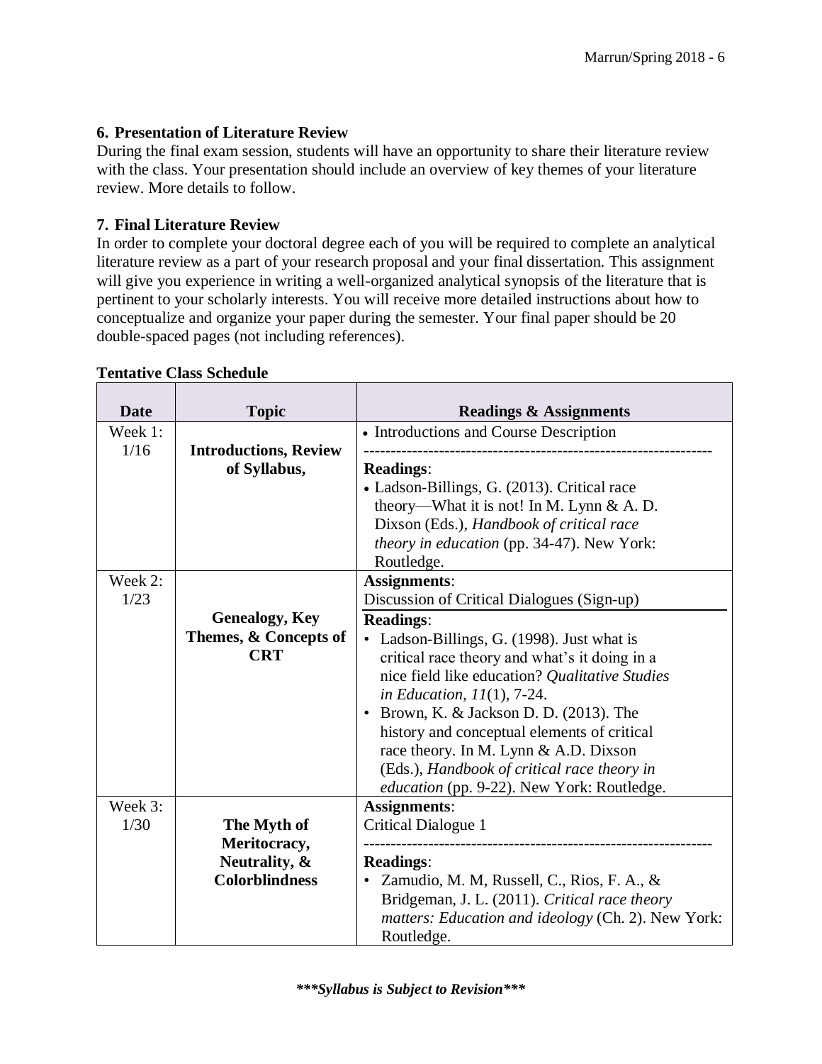**6. Presentation of Literature Review**

During the final exam session, students will have an opportunity to share their literature review with the class. Your presentation should include an overview of key themes of your literature review. More details to follow.

**7. Final Literature Review**

In order to complete your doctoral degree each of you will be required to complete an analytical literature review as a part of your research proposal and your final dissertation. This assignment will give you experience in writing a well-organized analytical synopsis of the literature that is pertinent to your scholarly interests. You will receive more detailed instructions about how to conceptualize and organize your paper during the semester. Your final paper should be 20 double-spaced pages (not including references).

**Tentative Class Schedule**

| Date | Topic | Readings & Assignments |
|---|---|---|
| Week 1: 1/16 | **Introductions, Review of Syllabus,** | • Introductions and Course Description<br>---------------------------------------------------------------<br>**Readings**:<br>• Ladson-Billings, G. (2013). Critical race theory—What it is not! In M. Lynn & A. D. Dixson (Eds.), *Handbook of critical race theory in education* (pp. 34-47). New York: Routledge. |
| Week 2: 1/23 | **Genealogy, Key Themes, & Concepts of CRT** | **Assignments**:<br>Discussion of Critical Dialogues (Sign-up)<br>**Readings**:<br>• Ladson-Billings, G. (1998). Just what is critical race theory and what's it doing in a nice field like education? *Qualitative Studies in Education, 11*(1), 7-24.<br>• Brown, K. & Jackson D. D. (2013). The history and conceptual elements of critical race theory. In M. Lynn & A.D. Dixson (Eds.), *Handbook of critical race theory in education* (pp. 9-22). New York: Routledge. |
| Week 3: 1/30 | **The Myth of Meritocracy, Neutrality, & Colorblindness** | **Assignments**:<br>Critical Dialogue 1<br>---------------------------------------------------------------<br>**Readings**:<br>• Zamudio, M. M, Russell, C., Rios, F. A., & Bridgeman, J. L. (2011). *Critical race theory matters: Education and ideology* (Ch. 2). New York: Routledge. |

***\*\*\*Syllabus is Subject to Revision\*\*\****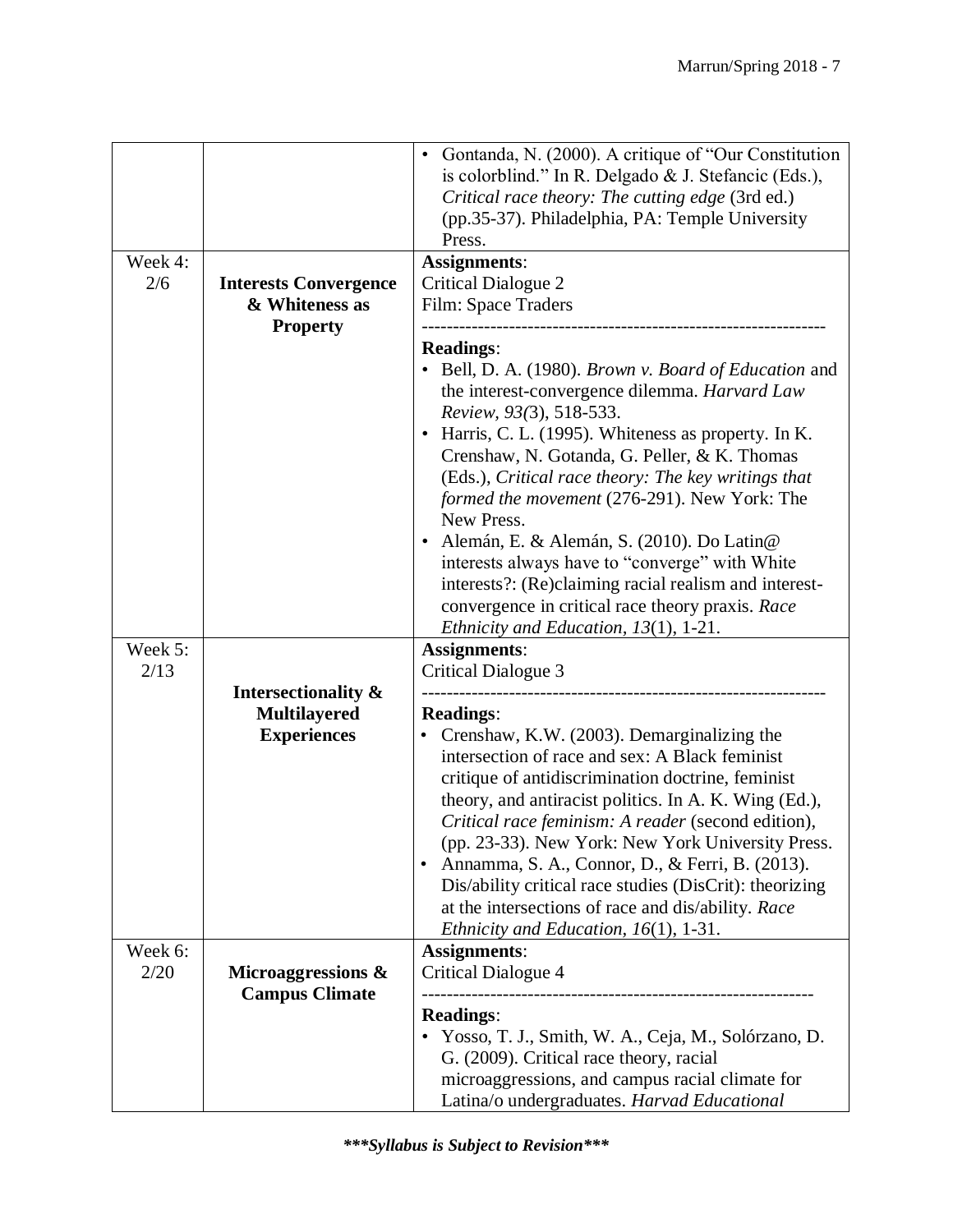| | | |
|---|---|---|
| | | • Gontanda, N. (2000). A critique of "Our Constitution is colorblind." In R. Delgado & J. Stefancic (Eds.), *Critical race theory: The cutting edge* (3rd ed.) (pp.35-37). Philadelphia, PA: Temple University Press. |
| Week 4: 2/6 | **Interests Convergence & Whiteness as Property** | **Assignments**:<br>Critical Dialogue 2<br>Film: Space Traders<br>----------------------------------------------------------------<br>**Readings**:<br>• Bell, D. A. (1980). *Brown v. Board of Education* and the interest-convergence dilemma. *Harvard Law Review, 93(*3), 518-533.<br>• Harris, C. L. (1995). Whiteness as property. In K. Crenshaw, N. Gotanda, G. Peller, & K. Thomas (Eds.), *Critical race theory: The key writings that formed the movement* (276-291). New York: The New Press.<br>• Alemán, E. & Alemán, S. (2010). Do Latin@ interests always have to "converge" with White interests?: (Re)claiming racial realism and interest-convergence in critical race theory praxis. *Race Ethnicity and Education, 13*(1), 1-21. |
| Week 5: 2/13 | **Intersectionality & Multilayered Experiences** | **Assignments**:<br>Critical Dialogue 3<br>----------------------------------------------------------------<br>**Readings**:<br>• Crenshaw, K.W. (2003). Demarginalizing the intersection of race and sex: A Black feminist critique of antidiscrimination doctrine, feminist theory, and antiracist politics. In A. K. Wing (Ed.), *Critical race feminism: A reader* (second edition), (pp. 23-33). New York: New York University Press.<br>• Annamma, S. A., Connor, D., & Ferri, B. (2013). Dis/ability critical race studies (DisCrit): theorizing at the intersections of race and dis/ability. *Race Ethnicity and Education, 16*(1), 1-31. |
| Week 6: 2/20 | **Microaggressions & Campus Climate** | **Assignments**:<br>Critical Dialogue 4<br>--------------------------------------------------------------<br>**Readings**:<br>• Yosso, T. J., Smith, W. A., Ceja, M., Solórzano, D. G. (2009). Critical race theory, racial microaggressions, and campus racial climate for Latina/o undergraduates. *Harvad Educational* |

***\*\*\*Syllabus is Subject to Revision\*\*\****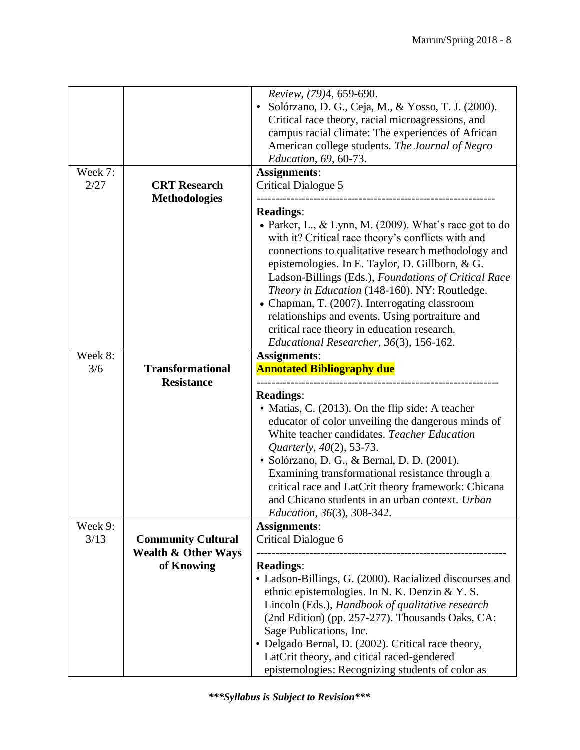| | | |
|---|---|---|
| | | *Review, (79)*4, 659-690.<br>• Solórzano, D. G., Ceja, M., & Yosso, T. J. (2000). Critical race theory, racial microagressions, and campus racial climate: The experiences of African American college students. *The Journal of Negro Education, 69*, 60-73. |
| Week 7: 2/27 | **CRT Research Methodologies** | **Assignments**:<br>Critical Dialogue 5<br>---------------------------------------------------------------<br>**Readings**:<br>• Parker, L., & Lynn, M. (2009). What's race got to do with it? Critical race theory's conflicts with and connections to qualitative research methodology and epistemologies. In E. Taylor, D. Gillborn, & G. Ladson-Billings (Eds.), *Foundations of Critical Race Theory in Education* (148-160). NY: Routledge.<br>• Chapman, T. (2007). Interrogating classroom relationships and events. Using portraiture and critical race theory in education research. *Educational Researcher, 36*(3), 156-162. |
| Week 8: 3/6 | **Transformational Resistance** | **Assignments**:<br>**Annotated Bibliography due**<br>---------------------------------------------------------------<br>**Readings**:<br>• Matias, C. (2013). On the flip side: A teacher educator of color unveiling the dangerous minds of White teacher candidates. *Teacher Education Quarterly, 40*(2), 53-73.<br>• Solórzano, D. G., & Bernal, D. D. (2001). Examining transformational resistance through a critical race and LatCrit theory framework: Chicana and Chicano students in an urban context. *Urban Education, 36*(3), 308-342. |
| Week 9: 3/13 | **Community Cultural Wealth & Other Ways of Knowing** | **Assignments**:<br>Critical Dialogue 6<br>---------------------------------------------------------------<br>**Readings**:<br>• Ladson-Billings, G. (2000). Racialized discourses and ethnic epistemologies. In N. K. Denzin & Y. S. Lincoln (Eds.), *Handbook of qualitative research* (2nd Edition) (pp. 257-277). Thousands Oaks, CA: Sage Publications, Inc.<br>• Delgado Bernal, D. (2002). Critical race theory, LatCrit theory, and citical raced-gendered epistemologies: Recognizing students of color as |

***Syllabus is Subject to Revision***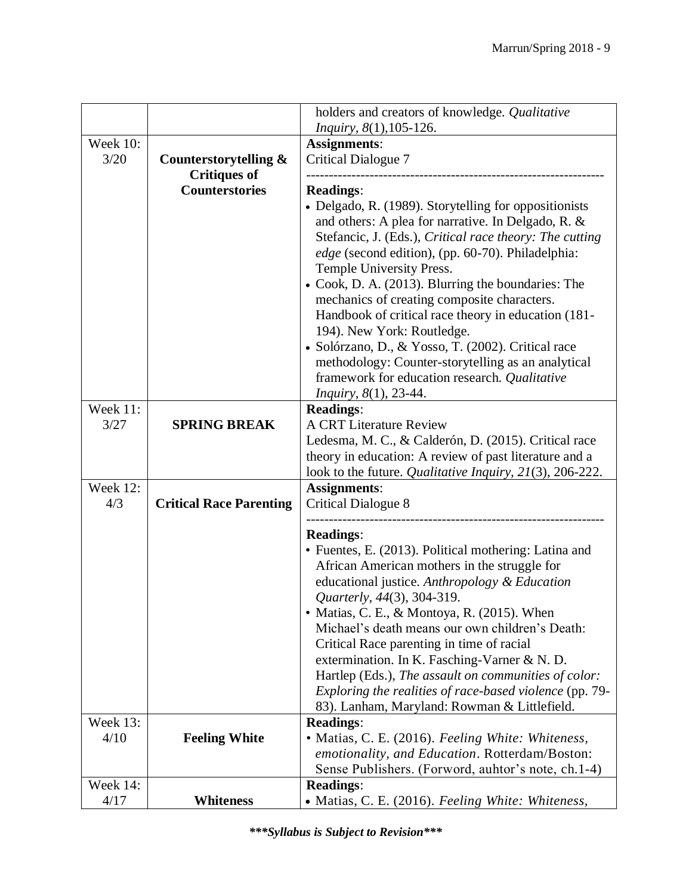| | | |
|---|---|---|
| | | holders and creators of knowledge. *Qualitative Inquiry, 8*(1),105-126. |
| Week 10: 3/20 | **Counterstorytelling & Critiques of Counterstories** | **Assignments**: Critical Dialogue 7<br>---------------------------------------------------------------<br>**Readings**:<br>• Delgado, R. (1989). Storytelling for oppositionists and others: A plea for narrative. In Delgado, R. & Stefancic, J. (Eds.), *Critical race theory: The cutting edge* (second edition), (pp. 60-70). Philadelphia: Temple University Press.<br>• Cook, D. A. (2013). Blurring the boundaries: The mechanics of creating composite characters. Handbook of critical race theory in education (181-194). New York: Routledge.<br>• Solórzano, D., & Yosso, T. (2002). Critical race methodology: Counter-storytelling as an analytical framework for education research. *Qualitative Inquiry, 8*(1), 23-44. |
| Week 11: 3/27 | **SPRING BREAK** | **Readings**:<br>A CRT Literature Review<br>Ledesma, M. C., & Calderón, D. (2015). Critical race theory in education: A review of past literature and a look to the future. *Qualitative Inquiry, 21*(3), 206-222. |
| Week 12: 4/3 | **Critical Race Parenting** | **Assignments**:<br>Critical Dialogue 8<br>---------------------------------------------------------------<br>**Readings**:<br>• Fuentes, E. (2013). Political mothering: Latina and African American mothers in the struggle for educational justice. *Anthropology & Education Quarterly, 44*(3), 304-319.<br>• Matias, C. E., & Montoya, R. (2015). When Michael's death means our own children's Death: Critical Race parenting in time of racial extermination. In K. Fasching-Varner & N. D. Hartlep (Eds.), *The assault on communities of color: Exploring the realities of race-based violence* (pp. 79-83). Lanham, Maryland: Rowman & Littlefield. |
| Week 13: 4/10 | **Feeling White** | **Readings**:<br>• Matias, C. E. (2016). *Feeling White: Whiteness, emotionality, and Education*. Rotterdam/Boston: Sense Publishers. (Forword, auhtor's note, ch.1-4) |
| Week 14: 4/17 | **Whiteness** | **Readings**:<br>• Matias, C. E. (2016). *Feeling White: Whiteness,* |

***\*\*\*Syllabus is Subject to Revision\*\*\****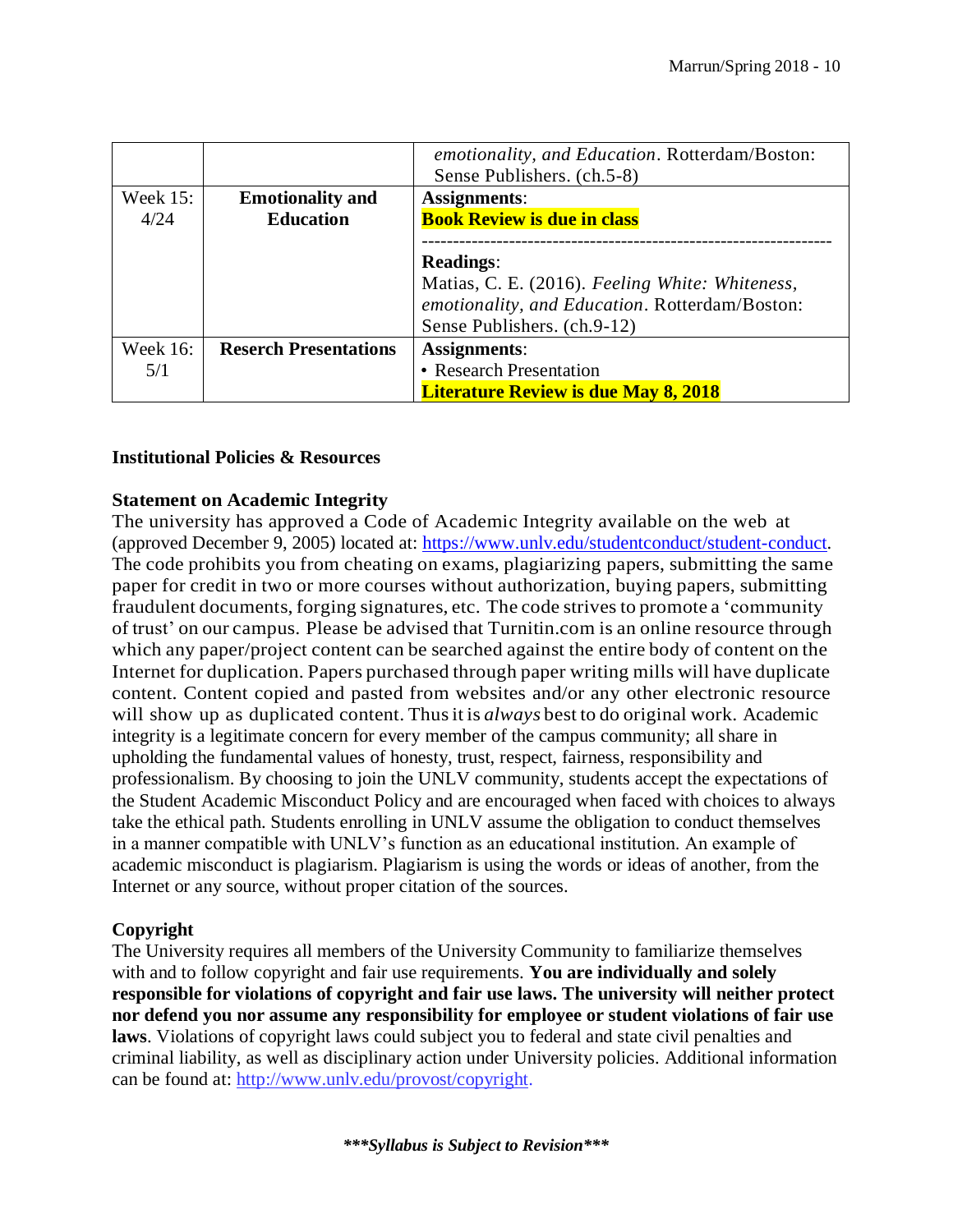| | | |
|---|---|---|
| | | *emotionality, and Education*. Rotterdam/Boston: Sense Publishers. (ch.5-8) |
| Week 15: 4/24 | **Emotionality and Education** | **Assignments**: **Book Review is due in class** ------------------------------------------------------------------ **Readings**: Matias, C. E. (2016). *Feeling White: Whiteness, emotionality, and Education*. Rotterdam/Boston: Sense Publishers. (ch.9-12) |
| Week 16: 5/1 | **Reserch Presentations** | **Assignments**: • Research Presentation **Literature Review is due May 8, 2018** |

**Institutional Policies & Resources**

**Statement on Academic Integrity**

The university has approved a Code of Academic Integrity available on the web at (approved December 9, 2005) located at: https://www.unlv.edu/studentconduct/student-conduct. The code prohibits you from cheating on exams, plagiarizing papers, submitting the same paper for credit in two or more courses without authorization, buying papers, submitting fraudulent documents, forging signatures, etc. The code strives to promote a 'community of trust' on our campus. Please be advised that Turnitin.com is an online resource through which any paper/project content can be searched against the entire body of content on the Internet for duplication. Papers purchased through paper writing mills will have duplicate content. Content copied and pasted from websites and/or any other electronic resource will show up as duplicated content. Thus it is *always* best to do original work. Academic integrity is a legitimate concern for every member of the campus community; all share in upholding the fundamental values of honesty, trust, respect, fairness, responsibility and professionalism. By choosing to join the UNLV community, students accept the expectations of the Student Academic Misconduct Policy and are encouraged when faced with choices to always take the ethical path. Students enrolling in UNLV assume the obligation to conduct themselves in a manner compatible with UNLV's function as an educational institution. An example of academic misconduct is plagiarism. Plagiarism is using the words or ideas of another, from the Internet or any source, without proper citation of the sources.

**Copyright**

The University requires all members of the University Community to familiarize themselves with and to follow copyright and fair use requirements. **You are individually and solely responsible for violations of copyright and fair use laws. The university will neither protect nor defend you nor assume any responsibility for employee or student violations of fair use laws**. Violations of copyright laws could subject you to federal and state civil penalties and criminal liability, as well as disciplinary action under University policies. Additional information can be found at: http://www.unlv.edu/provost/copyright.

***\*\*\*Syllabus is Subject to Revision\*\*\****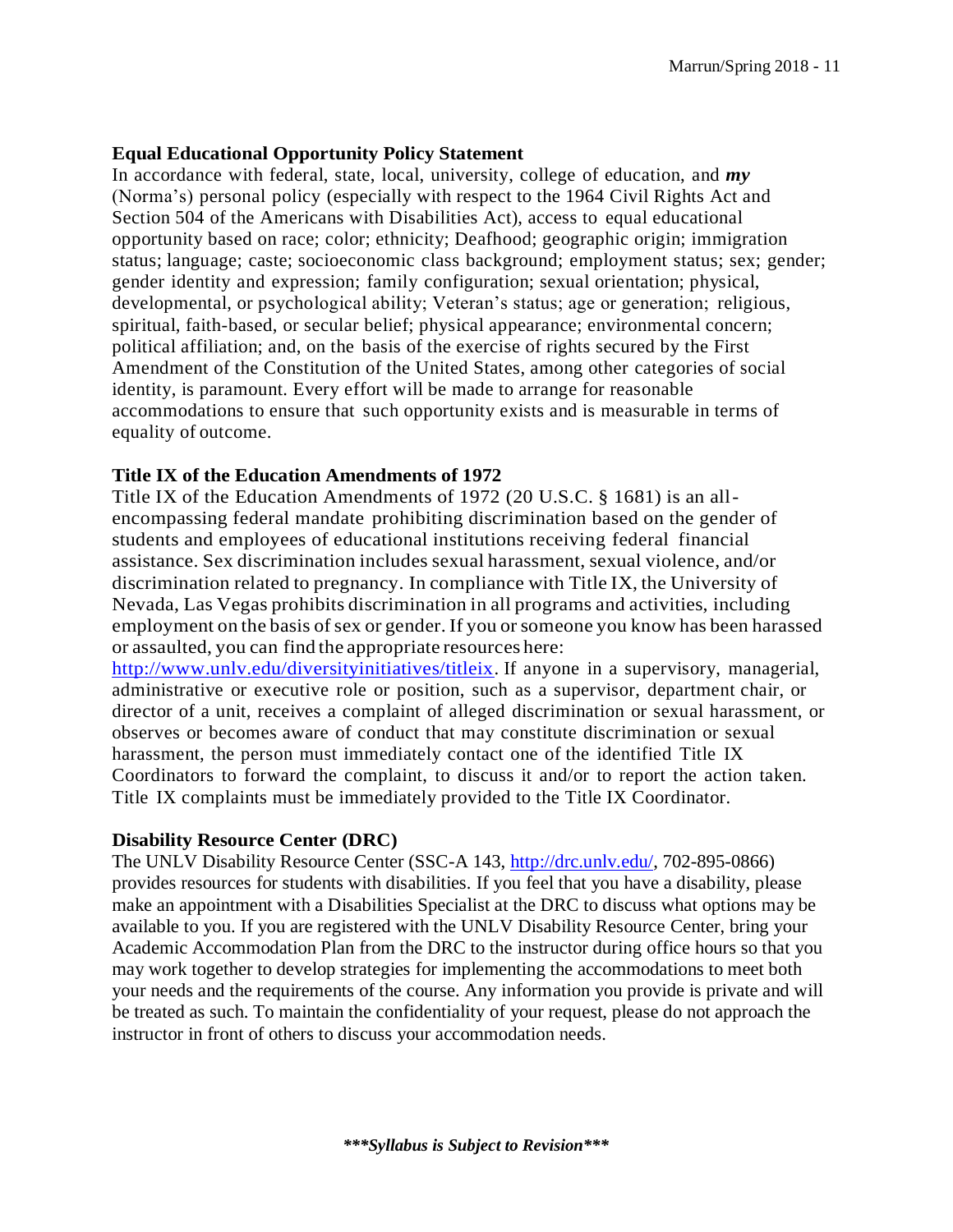**Equal Educational Opportunity Policy Statement**

In accordance with federal, state, local, university, college of education, and ***my*** (Norma's) personal policy (especially with respect to the 1964 Civil Rights Act and Section 504 of the Americans with Disabilities Act), access to equal educational opportunity based on race; color; ethnicity; Deafhood; geographic origin; immigration status; language; caste; socioeconomic class background; employment status; sex; gender; gender identity and expression; family configuration; sexual orientation; physical, developmental, or psychological ability; Veteran's status; age or generation; religious, spiritual, faith-based, or secular belief; physical appearance; environmental concern; political affiliation; and, on the basis of the exercise of rights secured by the First Amendment of the Constitution of the United States, among other categories of social identity, is paramount. Every effort will be made to arrange for reasonable accommodations to ensure that such opportunity exists and is measurable in terms of equality of outcome.

**Title IX of the Education Amendments of 1972**

Title IX of the Education Amendments of 1972 (20 U.S.C. § 1681) is an all-encompassing federal mandate prohibiting discrimination based on the gender of students and employees of educational institutions receiving federal financial assistance. Sex discrimination includes sexual harassment, sexual violence, and/or discrimination related to pregnancy. In compliance with Title IX, the University of Nevada, Las Vegas prohibits discrimination in all programs and activities, including employment on the basis of sex or gender. If you or someone you know has been harassed or assaulted, you can find the appropriate resources here: http://www.unlv.edu/diversityinitiatives/titleix. If anyone in a supervisory, managerial, administrative or executive role or position, such as a supervisor, department chair, or director of a unit, receives a complaint of alleged discrimination or sexual harassment, or observes or becomes aware of conduct that may constitute discrimination or sexual harassment, the person must immediately contact one of the identified Title IX Coordinators to forward the complaint, to discuss it and/or to report the action taken. Title IX complaints must be immediately provided to the Title IX Coordinator.

**Disability Resource Center (DRC)**

The UNLV Disability Resource Center (SSC-A 143, http://drc.unlv.edu/, 702-895-0866) provides resources for students with disabilities. If you feel that you have a disability, please make an appointment with a Disabilities Specialist at the DRC to discuss what options may be available to you. If you are registered with the UNLV Disability Resource Center, bring your Academic Accommodation Plan from the DRC to the instructor during office hours so that you may work together to develop strategies for implementing the accommodations to meet both your needs and the requirements of the course. Any information you provide is private and will be treated as such. To maintain the confidentiality of your request, please do not approach the instructor in front of others to discuss your accommodation needs.

***\*\*\*Syllabus is Subject to Revision\*\*\****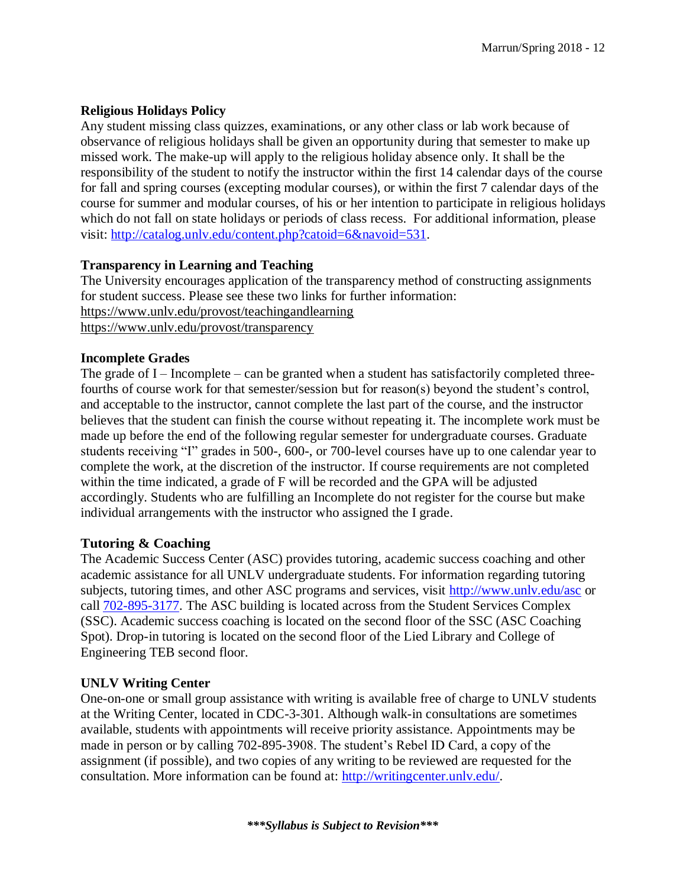**Religious Holidays Policy**

Any student missing class quizzes, examinations, or any other class or lab work because of observance of religious holidays shall be given an opportunity during that semester to make up missed work. The make-up will apply to the religious holiday absence only. It shall be the responsibility of the student to notify the instructor within the first 14 calendar days of the course for fall and spring courses (excepting modular courses), or within the first 7 calendar days of the course for summer and modular courses, of his or her intention to participate in religious holidays which do not fall on state holidays or periods of class recess. For additional information, please visit: [http://catalog.unlv.edu/content.php?catoid=6&navoid=531](http://catalog.unlv.edu/content.php?catoid=6&navoid=531).

**Transparency in Learning and Teaching**

The University encourages application of the transparency method of constructing assignments for student success. Please see these two links for further information:
https://www.unlv.edu/provost/teachingandlearning
https://www.unlv.edu/provost/transparency

**Incomplete Grades**

The grade of I – Incomplete – can be granted when a student has satisfactorily completed three-fourths of course work for that semester/session but for reason(s) beyond the student's control, and acceptable to the instructor, cannot complete the last part of the course, and the instructor believes that the student can finish the course without repeating it. The incomplete work must be made up before the end of the following regular semester for undergraduate courses. Graduate students receiving "I" grades in 500-, 600-, or 700-level courses have up to one calendar year to complete the work, at the discretion of the instructor. If course requirements are not completed within the time indicated, a grade of F will be recorded and the GPA will be adjusted accordingly. Students who are fulfilling an Incomplete do not register for the course but make individual arrangements with the instructor who assigned the I grade.

**Tutoring & Coaching**

The Academic Success Center (ASC) provides tutoring, academic success coaching and other academic assistance for all UNLV undergraduate students. For information regarding tutoring subjects, tutoring times, and other ASC programs and services, visit [http://www.unlv.edu/asc](http://www.unlv.edu/asc) or call 702-895-3177. The ASC building is located across from the Student Services Complex (SSC). Academic success coaching is located on the second floor of the SSC (ASC Coaching Spot). Drop-in tutoring is located on the second floor of the Lied Library and College of Engineering TEB second floor.

**UNLV Writing Center**

One-on-one or small group assistance with writing is available free of charge to UNLV students at the Writing Center, located in CDC-3-301. Although walk-in consultations are sometimes available, students with appointments will receive priority assistance. Appointments may be made in person or by calling 702-895-3908. The student's Rebel ID Card, a copy of the assignment (if possible), and two copies of any writing to be reviewed are requested for the consultation. More information can be found at: [http://writingcenter.unlv.edu/](http://writingcenter.unlv.edu/).

***\*\*\*Syllabus is Subject to Revision\*\*\****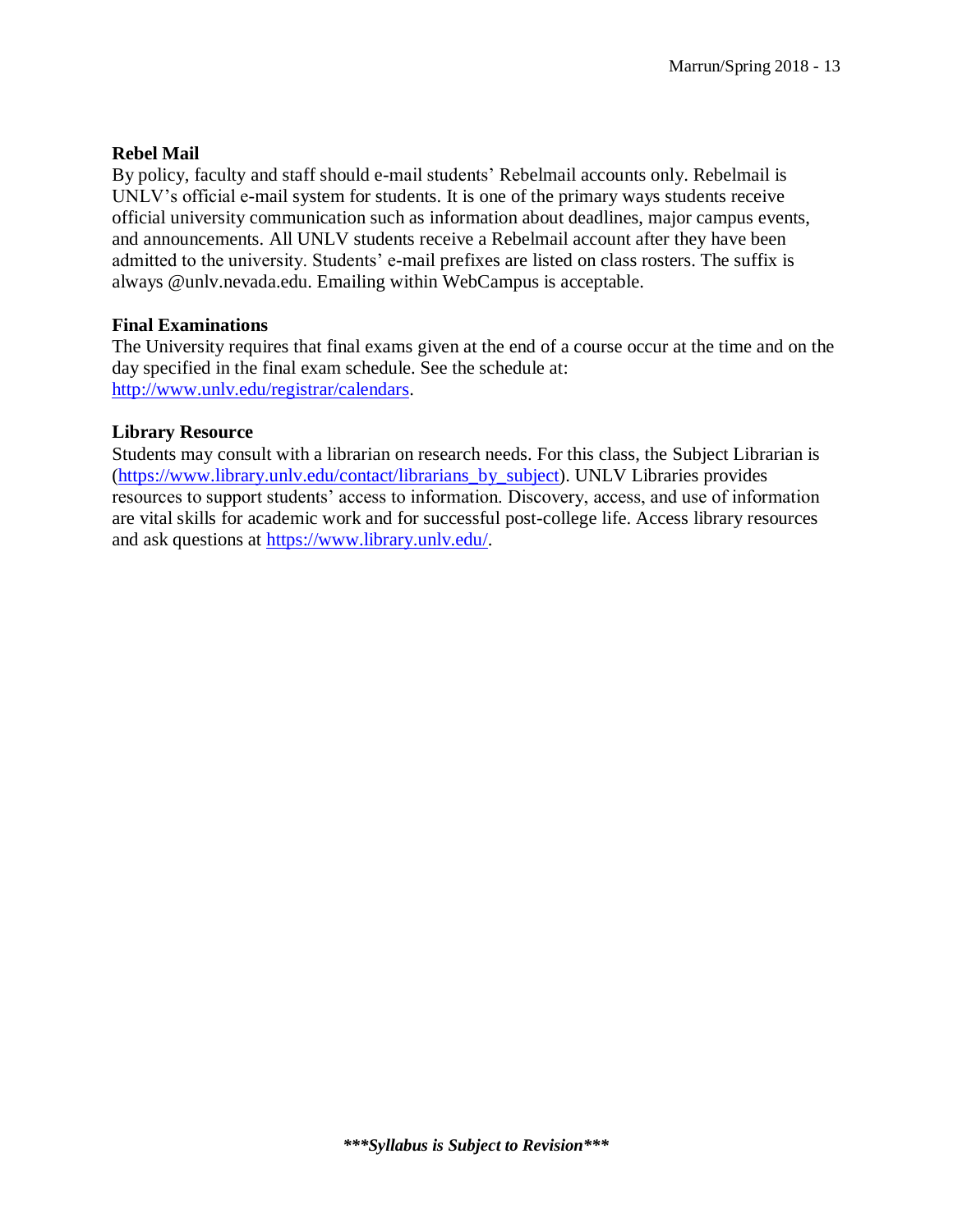**Rebel Mail**
By policy, faculty and staff should e-mail students' Rebelmail accounts only. Rebelmail is UNLV's official e-mail system for students. It is one of the primary ways students receive official university communication such as information about deadlines, major campus events, and announcements. All UNLV students receive a Rebelmail account after they have been admitted to the university. Students' e-mail prefixes are listed on class rosters. The suffix is always @unlv.nevada.edu. Emailing within WebCampus is acceptable.

**Final Examinations**
The University requires that final exams given at the end of a course occur at the time and on the day specified in the final exam schedule. See the schedule at: [http://www.unlv.edu/registrar/calendars](http://www.unlv.edu/registrar/calendars).

**Library Resource**
Students may consult with a librarian on research needs. For this class, the Subject Librarian is ([https://www.library.unlv.edu/contact/librarians_by_subject](https://www.library.unlv.edu/contact/librarians_by_subject)). UNLV Libraries provides resources to support students' access to information. Discovery, access, and use of information are vital skills for academic work and for successful post-college life. Access library resources and ask questions at [https://www.library.unlv.edu/](https://www.library.unlv.edu/).

***\*\*\*Syllabus is Subject to Revision\*\*\****